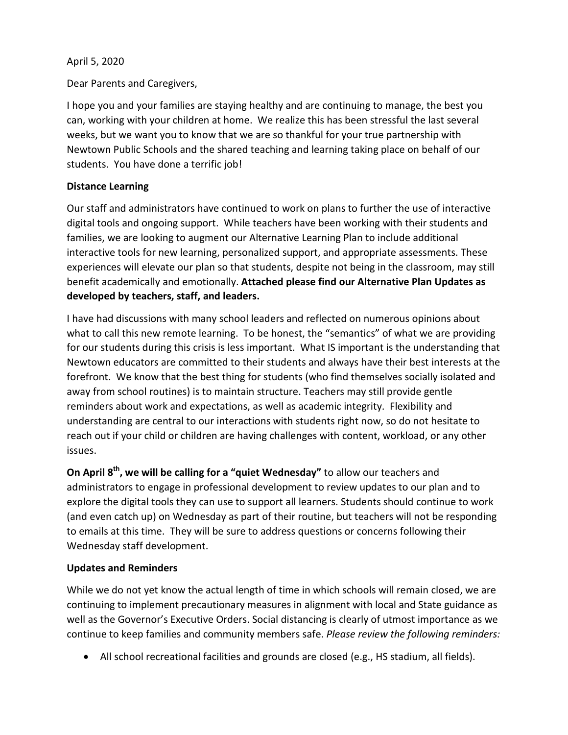April 5, 2020

Dear Parents and Caregivers,

I hope you and your families are staying healthy and are continuing to manage, the best you can, working with your children at home. We realize this has been stressful the last several weeks, but we want you to know that we are so thankful for your true partnership with Newtown Public Schools and the shared teaching and learning taking place on behalf of our students. You have done a terrific job!

**Distance Learning**

Our staff and administrators have continued to work on plans to further the use of interactive digital tools and ongoing support. While teachers have been working with their students and families, we are looking to augment our Alternative Learning Plan to include additional interactive tools for new learning, personalized support, and appropriate assessments. These experiences will elevate our plan so that students, despite not being in the classroom, may still benefit academically and emotionally. **Attached please find our Alternative Plan Updates as developed by teachers, staff, and leaders.**

I have had discussions with many school leaders and reflected on numerous opinions about what to call this new remote learning. To be honest, the "semantics" of what we are providing for our students during this crisis is less important. What IS important is the understanding that Newtown educators are committed to their students and always have their best interests at the forefront. We know that the best thing for students (who find themselves socially isolated and away from school routines) is to maintain structure. Teachers may still provide gentle reminders about work and expectations, as well as academic integrity. Flexibility and understanding are central to our interactions with students right now, so do not hesitate to reach out if your child or children are having challenges with content, workload, or any other issues.

**On April 8th, we will be calling for a "quiet Wednesday"** to allow our teachers and administrators to engage in professional development to review updates to our plan and to explore the digital tools they can use to support all learners. Students should continue to work (and even catch up) on Wednesday as part of their routine, but teachers will not be responding to emails at this time. They will be sure to address questions or concerns following their Wednesday staff development.

**Updates and Reminders**

While we do not yet know the actual length of time in which schools will remain closed, we are continuing to implement precautionary measures in alignment with local and State guidance as well as the Governor's Executive Orders. Social distancing is clearly of utmost importance as we continue to keep families and community members safe. *Please review the following reminders:*

- All school recreational facilities and grounds are closed (e.g., HS stadium, all fields).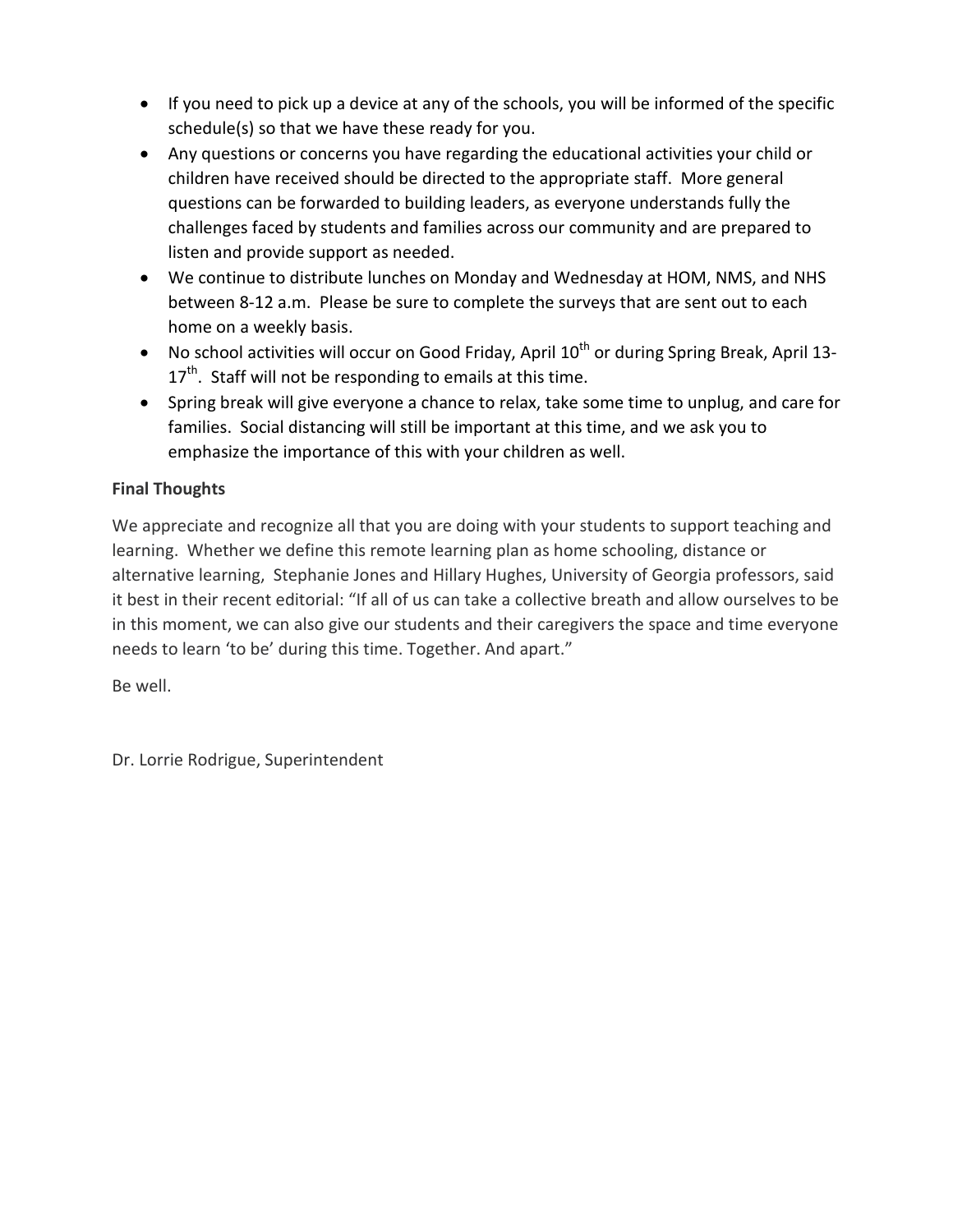- If you need to pick up a device at any of the schools, you will be informed of the specific schedule(s) so that we have these ready for you.
- Any questions or concerns you have regarding the educational activities your child or children have received should be directed to the appropriate staff. More general questions can be forwarded to building leaders, as everyone understands fully the challenges faced by students and families across our community and are prepared to listen and provide support as needed.
- We continue to distribute lunches on Monday and Wednesday at HOM, NMS, and NHS between 8-12 a.m. Please be sure to complete the surveys that are sent out to each home on a weekly basis.
- No school activities will occur on Good Friday, April 10th or during Spring Break, April 13-17th. Staff will not be responding to emails at this time.
- Spring break will give everyone a chance to relax, take some time to unplug, and care for families. Social distancing will still be important at this time, and we ask you to emphasize the importance of this with your children as well.

**Final Thoughts**

We appreciate and recognize all that you are doing with your students to support teaching and learning. Whether we define this remote learning plan as home schooling, distance or alternative learning, Stephanie Jones and Hillary Hughes, University of Georgia professors, said it best in their recent editorial: "If all of us can take a collective breath and allow ourselves to be in this moment, we can also give our students and their caregivers the space and time everyone needs to learn 'to be' during this time. Together. And apart."

Be well.

Dr. Lorrie Rodrigue, Superintendent